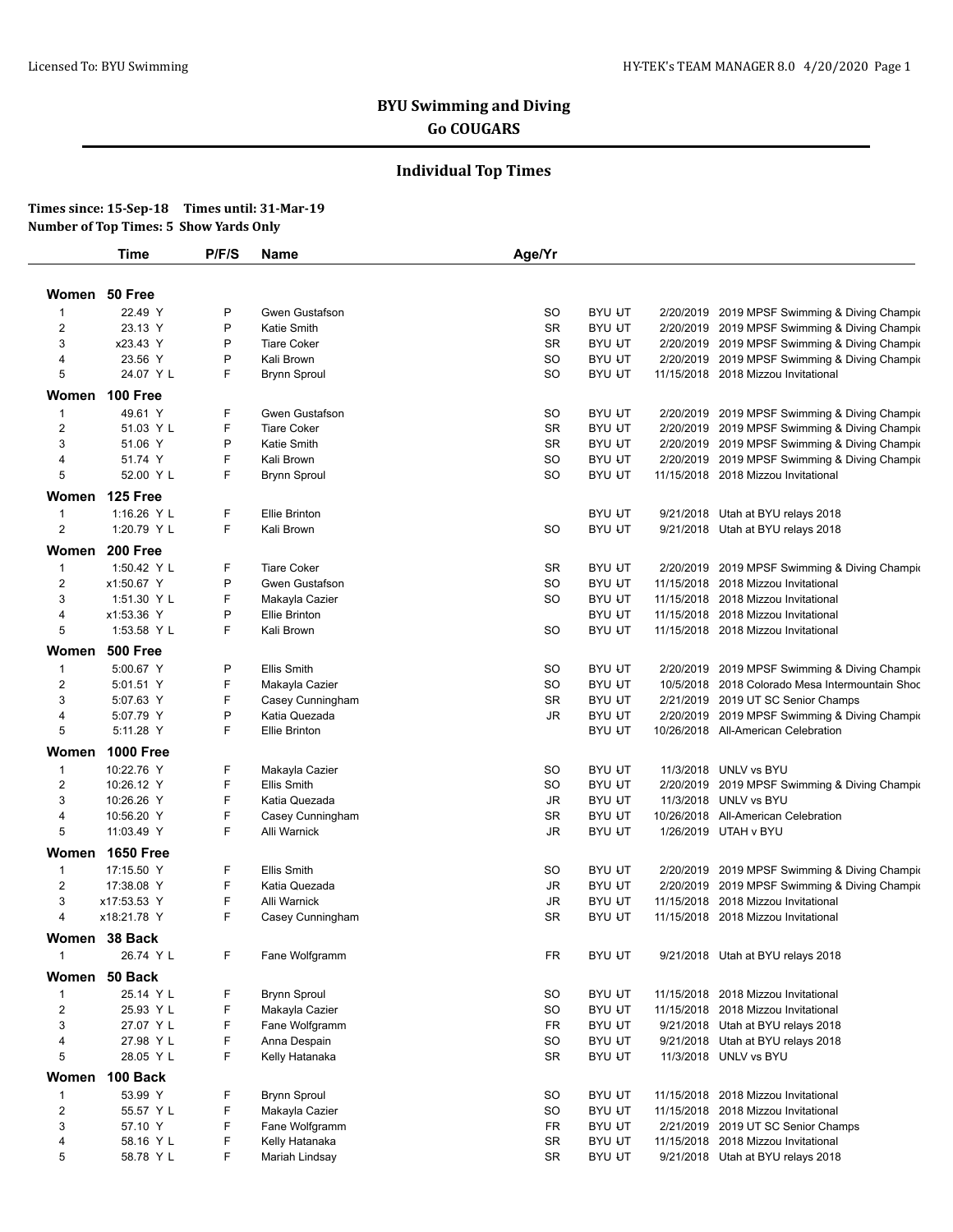# BYU Swimming and Diving

## Go COUGARS

### Individual Top Times

**Times since: 15-Sep-18 Times until: 31-Mar-19**
**Number of Top Times: 5 Show Yards Only**

| | Time | P/F/S | Name | Age/Yr | | | |
|---|---|---|---|---|---|---|---|
| **Women 50 Free** | | | | | | | |
| 1 | 22.49 Y | P | Gwen Gustafson | SO | BYU UT | 2/20/2019 | 2019 MPSF Swimming & Diving Champi |
| 2 | 23.13 Y | P | Katie Smith | SR | BYU UT | 2/20/2019 | 2019 MPSF Swimming & Diving Champi |
| 3 | x23.43 Y | P | Tiare Coker | SR | BYU UT | 2/20/2019 | 2019 MPSF Swimming & Diving Champi |
| 4 | 23.56 Y | P | Kali Brown | SO | BYU UT | 2/20/2019 | 2019 MPSF Swimming & Diving Champi |
| 5 | 24.07 Y L | F | Brynn Sproul | SO | BYU UT | 11/15/2018 | 2018 Mizzou Invitational |
| **Women 100 Free** | | | | | | | |
| 1 | 49.61 Y | F | Gwen Gustafson | SO | BYU UT | 2/20/2019 | 2019 MPSF Swimming & Diving Champi |
| 2 | 51.03 Y L | F | Tiare Coker | SR | BYU UT | 2/20/2019 | 2019 MPSF Swimming & Diving Champi |
| 3 | 51.06 Y | P | Katie Smith | SR | BYU UT | 2/20/2019 | 2019 MPSF Swimming & Diving Champi |
| 4 | 51.74 Y | F | Kali Brown | SO | BYU UT | 2/20/2019 | 2019 MPSF Swimming & Diving Champi |
| 5 | 52.00 Y L | F | Brynn Sproul | SO | BYU UT | 11/15/2018 | 2018 Mizzou Invitational |
| **Women 125 Free** | | | | | | | |
| 1 | 1:16.26 Y L | F | Ellie Brinton | | BYU UT | 9/21/2018 | Utah at BYU relays 2018 |
| 2 | 1:20.79 Y L | F | Kali Brown | SO | BYU UT | 9/21/2018 | Utah at BYU relays 2018 |
| **Women 200 Free** | | | | | | | |
| 1 | 1:50.42 Y L | F | Tiare Coker | SR | BYU UT | 2/20/2019 | 2019 MPSF Swimming & Diving Champi |
| 2 | x1:50.67 Y | P | Gwen Gustafson | SO | BYU UT | 11/15/2018 | 2018 Mizzou Invitational |
| 3 | 1:51.30 Y L | F | Makayla Cazier | SO | BYU UT | 11/15/2018 | 2018 Mizzou Invitational |
| 4 | x1:53.36 Y | P | Ellie Brinton | | BYU UT | 11/15/2018 | 2018 Mizzou Invitational |
| 5 | 1:53.58 Y L | F | Kali Brown | SO | BYU UT | 11/15/2018 | 2018 Mizzou Invitational |
| **Women 500 Free** | | | | | | | |
| 1 | 5:00.67 Y | P | Ellis Smith | SO | BYU UT | 2/20/2019 | 2019 MPSF Swimming & Diving Champi |
| 2 | 5:01.51 Y | F | Makayla Cazier | SO | BYU UT | 10/5/2018 | 2018 Colorado Mesa Intermountain Shoc |
| 3 | 5:07.63 Y | F | Casey Cunningham | SR | BYU UT | 2/21/2019 | 2019 UT SC Senior Champs |
| 4 | 5:07.79 Y | P | Katia Quezada | JR | BYU UT | 2/20/2019 | 2019 MPSF Swimming & Diving Champi |
| 5 | 5:11.28 Y | F | Ellie Brinton | | BYU UT | 10/26/2018 | All-American Celebration |
| **Women 1000 Free** | | | | | | | |
| 1 | 10:22.76 Y | F | Makayla Cazier | SO | BYU UT | 11/3/2018 | UNLV vs BYU |
| 2 | 10:26.12 Y | F | Ellis Smith | SO | BYU UT | 2/20/2019 | 2019 MPSF Swimming & Diving Champi |
| 3 | 10:26.26 Y | F | Katia Quezada | JR | BYU UT | 11/3/2018 | UNLV vs BYU |
| 4 | 10:56.20 Y | F | Casey Cunningham | SR | BYU UT | 10/26/2018 | All-American Celebration |
| 5 | 11:03.49 Y | F | Alli Warnick | JR | BYU UT | 1/26/2019 | UTAH v BYU |
| **Women 1650 Free** | | | | | | | |
| 1 | 17:15.50 Y | F | Ellis Smith | SO | BYU UT | 2/20/2019 | 2019 MPSF Swimming & Diving Champi |
| 2 | 17:38.08 Y | F | Katia Quezada | JR | BYU UT | 2/20/2019 | 2019 MPSF Swimming & Diving Champi |
| 3 | x17:53.53 Y | F | Alli Warnick | JR | BYU UT | 11/15/2018 | 2018 Mizzou Invitational |
| 4 | x18:21.78 Y | F | Casey Cunningham | SR | BYU UT | 11/15/2018 | 2018 Mizzou Invitational |
| **Women 38 Back** | | | | | | | |
| 1 | 26.74 Y L | F | Fane Wolfgramm | FR | BYU UT | 9/21/2018 | Utah at BYU relays 2018 |
| **Women 50 Back** | | | | | | | |
| 1 | 25.14 Y L | F | Brynn Sproul | SO | BYU UT | 11/15/2018 | 2018 Mizzou Invitational |
| 2 | 25.93 Y L | F | Makayla Cazier | SO | BYU UT | 11/15/2018 | 2018 Mizzou Invitational |
| 3 | 27.07 Y L | F | Fane Wolfgramm | FR | BYU UT | 9/21/2018 | Utah at BYU relays 2018 |
| 4 | 27.98 Y L | F | Anna Despain | SO | BYU UT | 9/21/2018 | Utah at BYU relays 2018 |
| 5 | 28.05 Y L | F | Kelly Hatanaka | SR | BYU UT | 11/3/2018 | UNLV vs BYU |
| **Women 100 Back** | | | | | | | |
| 1 | 53.99 Y | F | Brynn Sproul | SO | BYU UT | 11/15/2018 | 2018 Mizzou Invitational |
| 2 | 55.57 Y L | F | Makayla Cazier | SO | BYU UT | 11/15/2018 | 2018 Mizzou Invitational |
| 3 | 57.10 Y | F | Fane Wolfgramm | FR | BYU UT | 2/21/2019 | 2019 UT SC Senior Champs |
| 4 | 58.16 Y L | F | Kelly Hatanaka | SR | BYU UT | 11/15/2018 | 2018 Mizzou Invitational |
| 5 | 58.78 Y L | F | Mariah Lindsay | SR | BYU UT | 9/21/2018 | Utah at BYU relays 2018 |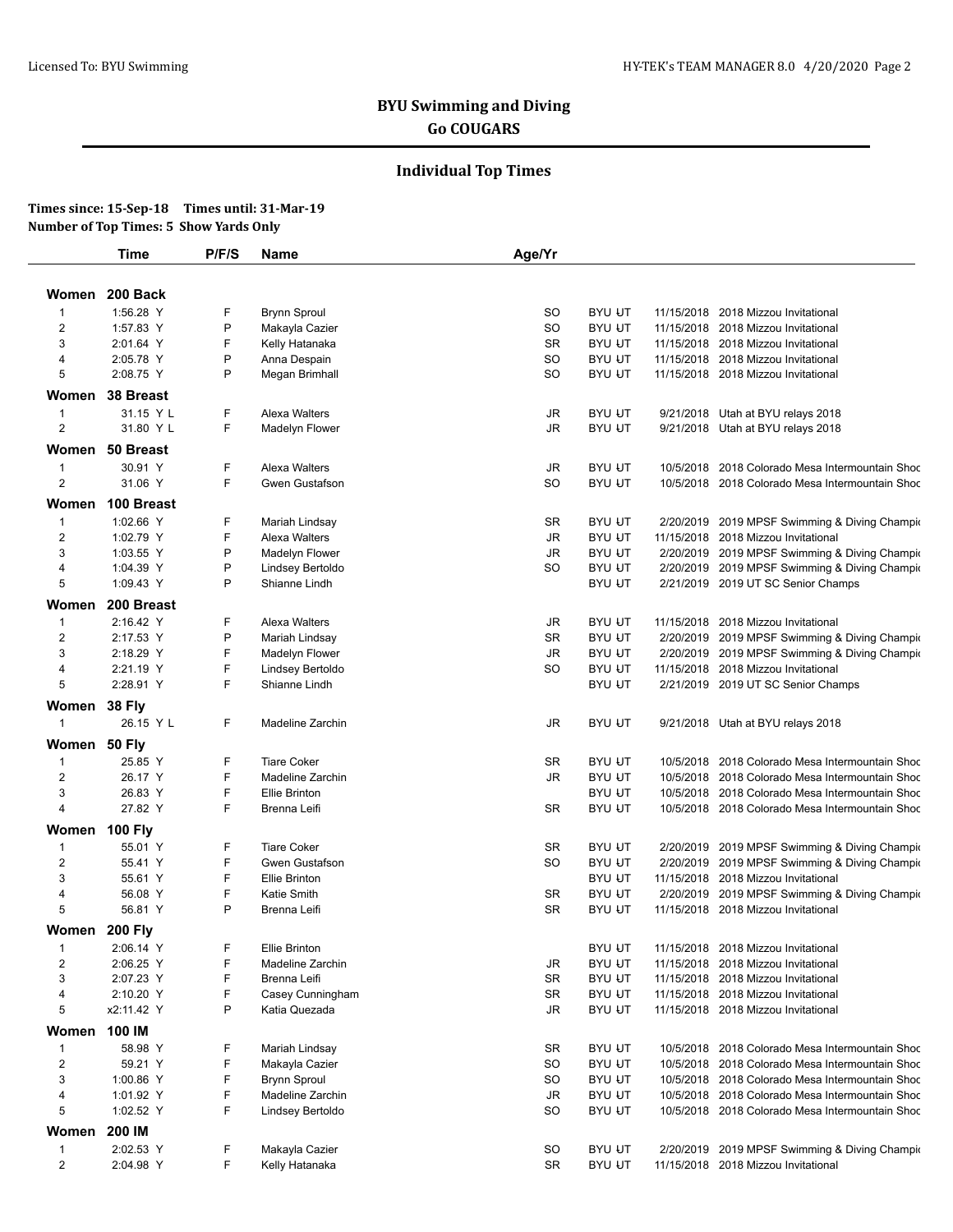## BYU Swimming and Diving

### Go COUGARS

### Individual Top Times

**Times since: 15-Sep-18 Times until: 31-Mar-19**
**Number of Top Times: 5 Show Yards Only**

| | Time | P/F/S | Name | Age/Yr | | | |
|---|---|---|---|---|---|---|---|
| **Women 200 Back** | | | | | | | |
| 1 | 1:56.28 Y | F | Brynn Sproul | SO | BYU UT | 11/15/2018 | 2018 Mizzou Invitational |
| 2 | 1:57.83 Y | P | Makayla Cazier | SO | BYU UT | 11/15/2018 | 2018 Mizzou Invitational |
| 3 | 2:01.64 Y | F | Kelly Hatanaka | SR | BYU UT | 11/15/2018 | 2018 Mizzou Invitational |
| 4 | 2:05.78 Y | P | Anna Despain | SO | BYU UT | 11/15/2018 | 2018 Mizzou Invitational |
| 5 | 2:08.75 Y | P | Megan Brimhall | SO | BYU UT | 11/15/2018 | 2018 Mizzou Invitational |
| **Women 38 Breast** | | | | | | | |
| 1 | 31.15 Y L | F | Alexa Walters | JR | BYU UT | 9/21/2018 | Utah at BYU relays 2018 |
| 2 | 31.80 Y L | F | Madelyn Flower | JR | BYU UT | 9/21/2018 | Utah at BYU relays 2018 |
| **Women 50 Breast** | | | | | | | |
| 1 | 30.91 Y | F | Alexa Walters | JR | BYU UT | 10/5/2018 | 2018 Colorado Mesa Intermountain Shoc |
| 2 | 31.06 Y | F | Gwen Gustafson | SO | BYU UT | 10/5/2018 | 2018 Colorado Mesa Intermountain Shoc |
| **Women 100 Breast** | | | | | | | |
| 1 | 1:02.66 Y | F | Mariah Lindsay | SR | BYU UT | 2/20/2019 | 2019 MPSF Swimming & Diving Champi |
| 2 | 1:02.79 Y | F | Alexa Walters | JR | BYU UT | 11/15/2018 | 2018 Mizzou Invitational |
| 3 | 1:03.55 Y | P | Madelyn Flower | JR | BYU UT | 2/20/2019 | 2019 MPSF Swimming & Diving Champi |
| 4 | 1:04.39 Y | P | Lindsey Bertoldo | SO | BYU UT | 2/20/2019 | 2019 MPSF Swimming & Diving Champi |
| 5 | 1:09.43 Y | P | Shianne Lindh | | BYU UT | 2/21/2019 | 2019 UT SC Senior Champs |
| **Women 200 Breast** | | | | | | | |
| 1 | 2:16.42 Y | F | Alexa Walters | JR | BYU UT | 11/15/2018 | 2018 Mizzou Invitational |
| 2 | 2:17.53 Y | P | Mariah Lindsay | SR | BYU UT | 2/20/2019 | 2019 MPSF Swimming & Diving Champi |
| 3 | 2:18.29 Y | F | Madelyn Flower | JR | BYU UT | 2/20/2019 | 2019 MPSF Swimming & Diving Champi |
| 4 | 2:21.19 Y | F | Lindsey Bertoldo | SO | BYU UT | 11/15/2018 | 2018 Mizzou Invitational |
| 5 | 2:28.91 Y | F | Shianne Lindh | | BYU UT | 2/21/2019 | 2019 UT SC Senior Champs |
| **Women 38 Fly** | | | | | | | |
| 1 | 26.15 Y L | F | Madeline Zarchin | JR | BYU UT | 9/21/2018 | Utah at BYU relays 2018 |
| **Women 50 Fly** | | | | | | | |
| 1 | 25.85 Y | F | Tiare Coker | SR | BYU UT | 10/5/2018 | 2018 Colorado Mesa Intermountain Shoc |
| 2 | 26.17 Y | F | Madeline Zarchin | JR | BYU UT | 10/5/2018 | 2018 Colorado Mesa Intermountain Shoc |
| 3 | 26.83 Y | F | Ellie Brinton | | BYU UT | 10/5/2018 | 2018 Colorado Mesa Intermountain Shoc |
| 4 | 27.82 Y | F | Brenna Leifi | SR | BYU UT | 10/5/2018 | 2018 Colorado Mesa Intermountain Shoc |
| **Women 100 Fly** | | | | | | | |
| 1 | 55.01 Y | F | Tiare Coker | SR | BYU UT | 2/20/2019 | 2019 MPSF Swimming & Diving Champi |
| 2 | 55.41 Y | F | Gwen Gustafson | SO | BYU UT | 2/20/2019 | 2019 MPSF Swimming & Diving Champi |
| 3 | 55.61 Y | F | Ellie Brinton | | BYU UT | 11/15/2018 | 2018 Mizzou Invitational |
| 4 | 56.08 Y | F | Katie Smith | SR | BYU UT | 2/20/2019 | 2019 MPSF Swimming & Diving Champi |
| 5 | 56.81 Y | P | Brenna Leifi | SR | BYU UT | 11/15/2018 | 2018 Mizzou Invitational |
| **Women 200 Fly** | | | | | | | |
| 1 | 2:06.14 Y | F | Ellie Brinton | | BYU UT | 11/15/2018 | 2018 Mizzou Invitational |
| 2 | 2:06.25 Y | F | Madeline Zarchin | JR | BYU UT | 11/15/2018 | 2018 Mizzou Invitational |
| 3 | 2:07.23 Y | F | Brenna Leifi | SR | BYU UT | 11/15/2018 | 2018 Mizzou Invitational |
| 4 | 2:10.20 Y | F | Casey Cunningham | SR | BYU UT | 11/15/2018 | 2018 Mizzou Invitational |
| 5 | x2:11.42 Y | P | Katia Quezada | JR | BYU UT | 11/15/2018 | 2018 Mizzou Invitational |
| **Women 100 IM** | | | | | | | |
| 1 | 58.98 Y | F | Mariah Lindsay | SR | BYU UT | 10/5/2018 | 2018 Colorado Mesa Intermountain Shoc |
| 2 | 59.21 Y | F | Makayla Cazier | SO | BYU UT | 10/5/2018 | 2018 Colorado Mesa Intermountain Shoc |
| 3 | 1:00.86 Y | F | Brynn Sproul | SO | BYU UT | 10/5/2018 | 2018 Colorado Mesa Intermountain Shoc |
| 4 | 1:01.92 Y | F | Madeline Zarchin | JR | BYU UT | 10/5/2018 | 2018 Colorado Mesa Intermountain Shoc |
| 5 | 1:02.52 Y | F | Lindsey Bertoldo | SO | BYU UT | 10/5/2018 | 2018 Colorado Mesa Intermountain Shoc |
| **Women 200 IM** | | | | | | | |
| 1 | 2:02.53 Y | F | Makayla Cazier | SO | BYU UT | 2/20/2019 | 2019 MPSF Swimming & Diving Champi |
| 2 | 2:04.98 Y | F | Kelly Hatanaka | SR | BYU UT | 11/15/2018 | 2018 Mizzou Invitational |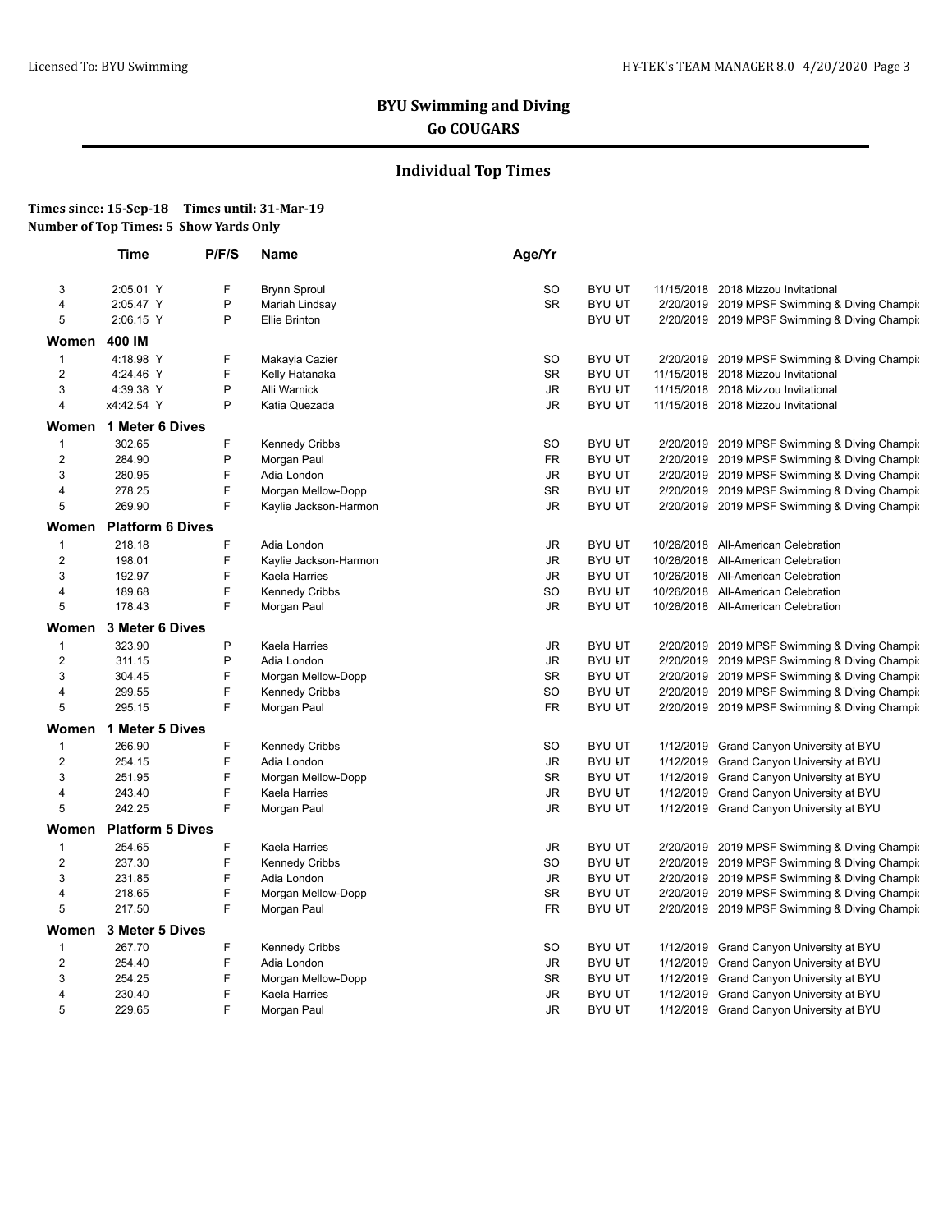# BYU Swimming and Diving

## Go COUGARS

### Individual Top Times

**Times since: 15-Sep-18 Times until: 31-Mar-19**
**Number of Top Times: 5 Show Yards Only**

| | Time | P/F/S | Name | Age/Yr | | | |
|---|---|---|---|---|---|---|---|
| 3 | 2:05.01 Y | F | Brynn Sproul | SO | BYU UT | 11/15/2018 | 2018 Mizzou Invitational |
| 4 | 2:05.47 Y | P | Mariah Lindsay | SR | BYU UT | 2/20/2019 | 2019 MPSF Swimming & Diving Champio |
| 5 | 2:06.15 Y | P | Ellie Brinton | | BYU UT | 2/20/2019 | 2019 MPSF Swimming & Diving Champio |
| **Women** | **400 IM** | | | | | | |
| 1 | 4:18.98 Y | F | Makayla Cazier | SO | BYU UT | 2/20/2019 | 2019 MPSF Swimming & Diving Champio |
| 2 | 4:24.46 Y | F | Kelly Hatanaka | SR | BYU UT | 11/15/2018 | 2018 Mizzou Invitational |
| 3 | 4:39.38 Y | P | Alli Warnick | JR | BYU UT | 11/15/2018 | 2018 Mizzou Invitational |
| 4 | x4:42.54 Y | P | Katia Quezada | JR | BYU UT | 11/15/2018 | 2018 Mizzou Invitational |
| **Women** | **1 Meter 6 Dives** | | | | | | |
| 1 | 302.65 | F | Kennedy Cribbs | SO | BYU UT | 2/20/2019 | 2019 MPSF Swimming & Diving Champio |
| 2 | 284.90 | P | Morgan Paul | FR | BYU UT | 2/20/2019 | 2019 MPSF Swimming & Diving Champio |
| 3 | 280.95 | F | Adia London | JR | BYU UT | 2/20/2019 | 2019 MPSF Swimming & Diving Champio |
| 4 | 278.25 | F | Morgan Mellow-Dopp | SR | BYU UT | 2/20/2019 | 2019 MPSF Swimming & Diving Champio |
| 5 | 269.90 | F | Kaylie Jackson-Harmon | JR | BYU UT | 2/20/2019 | 2019 MPSF Swimming & Diving Champio |
| **Women** | **Platform 6 Dives** | | | | | | |
| 1 | 218.18 | F | Adia London | JR | BYU UT | 10/26/2018 | All-American Celebration |
| 2 | 198.01 | F | Kaylie Jackson-Harmon | JR | BYU UT | 10/26/2018 | All-American Celebration |
| 3 | 192.97 | F | Kaela Harries | JR | BYU UT | 10/26/2018 | All-American Celebration |
| 4 | 189.68 | F | Kennedy Cribbs | SO | BYU UT | 10/26/2018 | All-American Celebration |
| 5 | 178.43 | F | Morgan Paul | JR | BYU UT | 10/26/2018 | All-American Celebration |
| **Women** | **3 Meter 6 Dives** | | | | | | |
| 1 | 323.90 | P | Kaela Harries | JR | BYU UT | 2/20/2019 | 2019 MPSF Swimming & Diving Champio |
| 2 | 311.15 | P | Adia London | JR | BYU UT | 2/20/2019 | 2019 MPSF Swimming & Diving Champio |
| 3 | 304.45 | F | Morgan Mellow-Dopp | SR | BYU UT | 2/20/2019 | 2019 MPSF Swimming & Diving Champio |
| 4 | 299.55 | F | Kennedy Cribbs | SO | BYU UT | 2/20/2019 | 2019 MPSF Swimming & Diving Champio |
| 5 | 295.15 | F | Morgan Paul | FR | BYU UT | 2/20/2019 | 2019 MPSF Swimming & Diving Champio |
| **Women** | **1 Meter 5 Dives** | | | | | | |
| 1 | 266.90 | F | Kennedy Cribbs | SO | BYU UT | 1/12/2019 | Grand Canyon University at BYU |
| 2 | 254.15 | F | Adia London | JR | BYU UT | 1/12/2019 | Grand Canyon University at BYU |
| 3 | 251.95 | F | Morgan Mellow-Dopp | SR | BYU UT | 1/12/2019 | Grand Canyon University at BYU |
| 4 | 243.40 | F | Kaela Harries | JR | BYU UT | 1/12/2019 | Grand Canyon University at BYU |
| 5 | 242.25 | F | Morgan Paul | JR | BYU UT | 1/12/2019 | Grand Canyon University at BYU |
| **Women** | **Platform 5 Dives** | | | | | | |
| 1 | 254.65 | F | Kaela Harries | JR | BYU UT | 2/20/2019 | 2019 MPSF Swimming & Diving Champio |
| 2 | 237.30 | F | Kennedy Cribbs | SO | BYU UT | 2/20/2019 | 2019 MPSF Swimming & Diving Champio |
| 3 | 231.85 | F | Adia London | JR | BYU UT | 2/20/2019 | 2019 MPSF Swimming & Diving Champio |
| 4 | 218.65 | F | Morgan Mellow-Dopp | SR | BYU UT | 2/20/2019 | 2019 MPSF Swimming & Diving Champio |
| 5 | 217.50 | F | Morgan Paul | FR | BYU UT | 2/20/2019 | 2019 MPSF Swimming & Diving Champio |
| **Women** | **3 Meter 5 Dives** | | | | | | |
| 1 | 267.70 | F | Kennedy Cribbs | SO | BYU UT | 1/12/2019 | Grand Canyon University at BYU |
| 2 | 254.40 | F | Adia London | JR | BYU UT | 1/12/2019 | Grand Canyon University at BYU |
| 3 | 254.25 | F | Morgan Mellow-Dopp | SR | BYU UT | 1/12/2019 | Grand Canyon University at BYU |
| 4 | 230.40 | F | Kaela Harries | JR | BYU UT | 1/12/2019 | Grand Canyon University at BYU |
| 5 | 229.65 | F | Morgan Paul | JR | BYU UT | 1/12/2019 | Grand Canyon University at BYU |